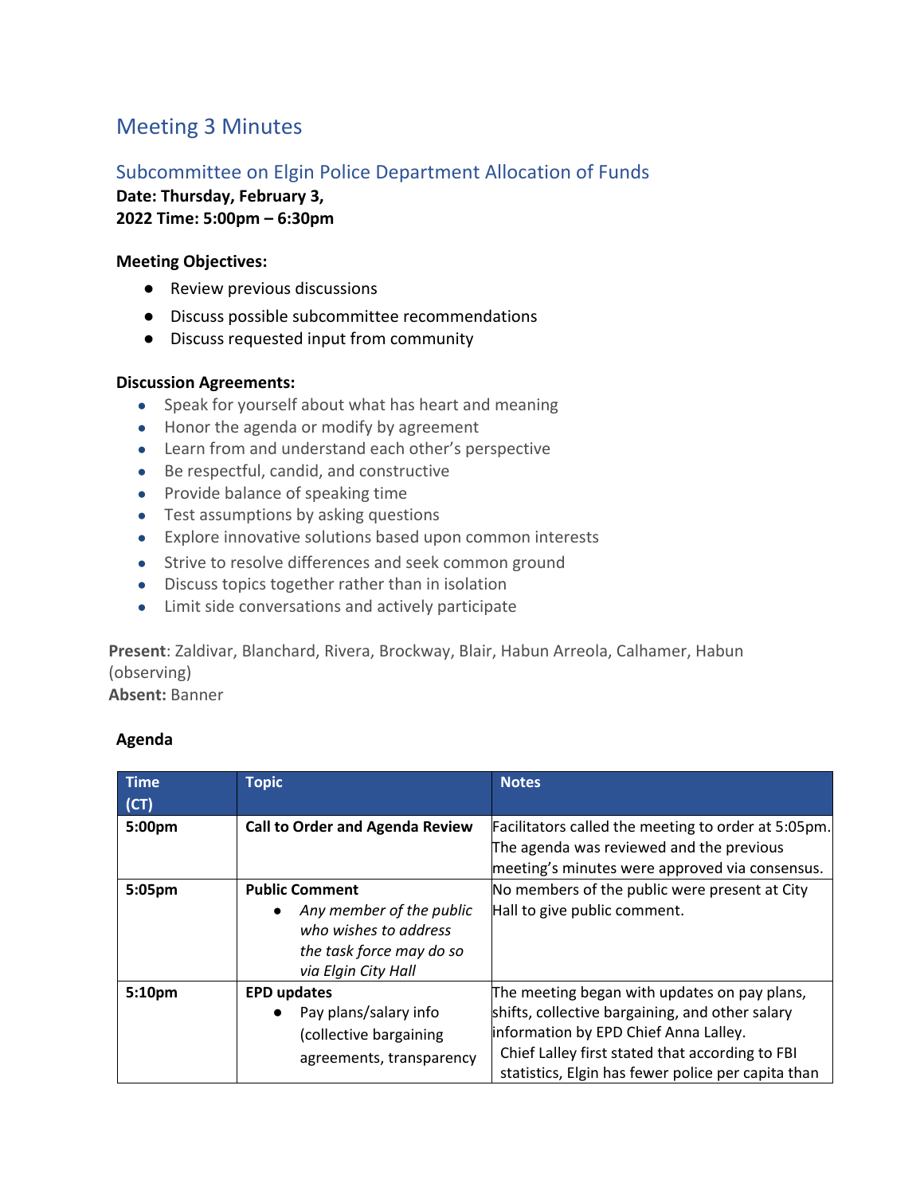# Meeting 3 Minutes

## Subcommittee on Elgin Police Department Allocation of Funds

**Date: Thursday, February 3, 2022 Time: 5:00pm – 6:30pm**

**Meeting Objectives:**

- Review previous discussions
- Discuss possible subcommittee recommendations
- Discuss requested input from community

**Discussion Agreements:**

- Speak for yourself about what has heart and meaning
- Honor the agenda or modify by agreement
- Learn from and understand each other's perspective
- Be respectful, candid, and constructive
- Provide balance of speaking time
- Test assumptions by asking questions
- Explore innovative solutions based upon common interests
- Strive to resolve differences and seek common ground
- Discuss topics together rather than in isolation
- Limit side conversations and actively participate

**Present**: Zaldivar, Blanchard, Rivera, Brockway, Blair, Habun Arreola, Calhamer, Habun (observing)
**Absent:** Banner

**Agenda**

| Time (CT) | Topic | Notes |
|---|---|---|
| **5:00pm** | **Call to Order and Agenda Review** | Facilitators called the meeting to order at 5:05pm. The agenda was reviewed and the previous meeting's minutes were approved via consensus. |
| **5:05pm** | **Public Comment**<br>• *Any member of the public who wishes to address the task force may do so via Elgin City Hall* | No members of the public were present at City Hall to give public comment. |
| **5:10pm** | **EPD updates**<br>• Pay plans/salary info (collective bargaining agreements, transparency | The meeting began with updates on pay plans, shifts, collective bargaining, and other salary information by EPD Chief Anna Lalley.<br>Chief Lalley first stated that according to FBI statistics, Elgin has fewer police per capita than |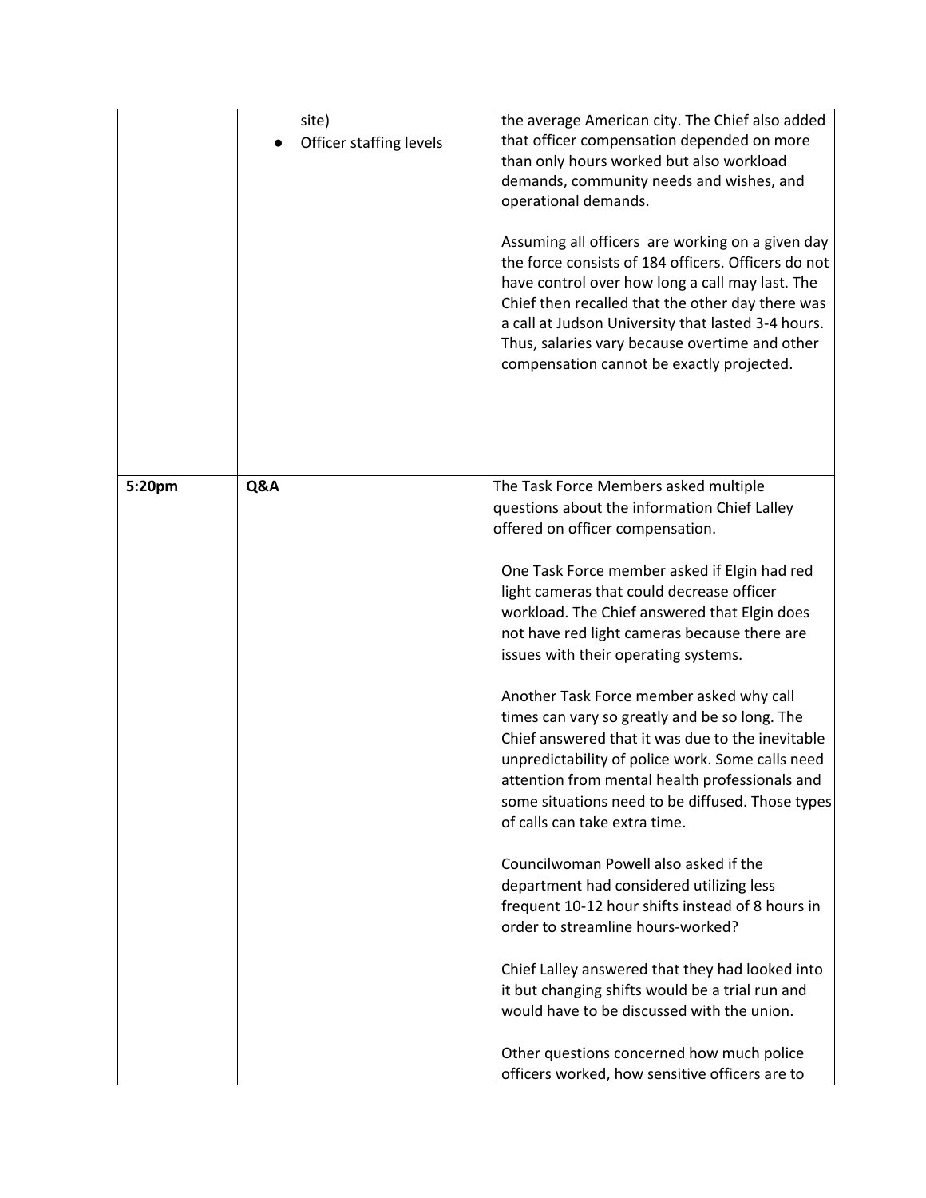| | | |
|---|---|---|
| | site)<br>● Officer staffing levels | the average American city. The Chief also added that officer compensation depended on more than only hours worked but also workload demands, community needs and wishes, and operational demands.<br><br>Assuming all officers are working on a given day the force consists of 184 officers. Officers do not have control over how long a call may last. The Chief then recalled that the other day there was a call at Judson University that lasted 3-4 hours. Thus, salaries vary because overtime and other compensation cannot be exactly projected. |
| **5:20pm** | **Q&A** | The Task Force Members asked multiple questions about the information Chief Lalley offered on officer compensation.<br><br>One Task Force member asked if Elgin had red light cameras that could decrease officer workload. The Chief answered that Elgin does not have red light cameras because there are issues with their operating systems.<br><br>Another Task Force member asked why call times can vary so greatly and be so long. The Chief answered that it was due to the inevitable unpredictability of police work. Some calls need attention from mental health professionals and some situations need to be diffused. Those types of calls can take extra time.<br><br>Councilwoman Powell also asked if the department had considered utilizing less frequent 10-12 hour shifts instead of 8 hours in order to streamline hours-worked?<br><br>Chief Lalley answered that they had looked into it but changing shifts would be a trial run and would have to be discussed with the union.<br><br>Other questions concerned how much police officers worked, how sensitive officers are to |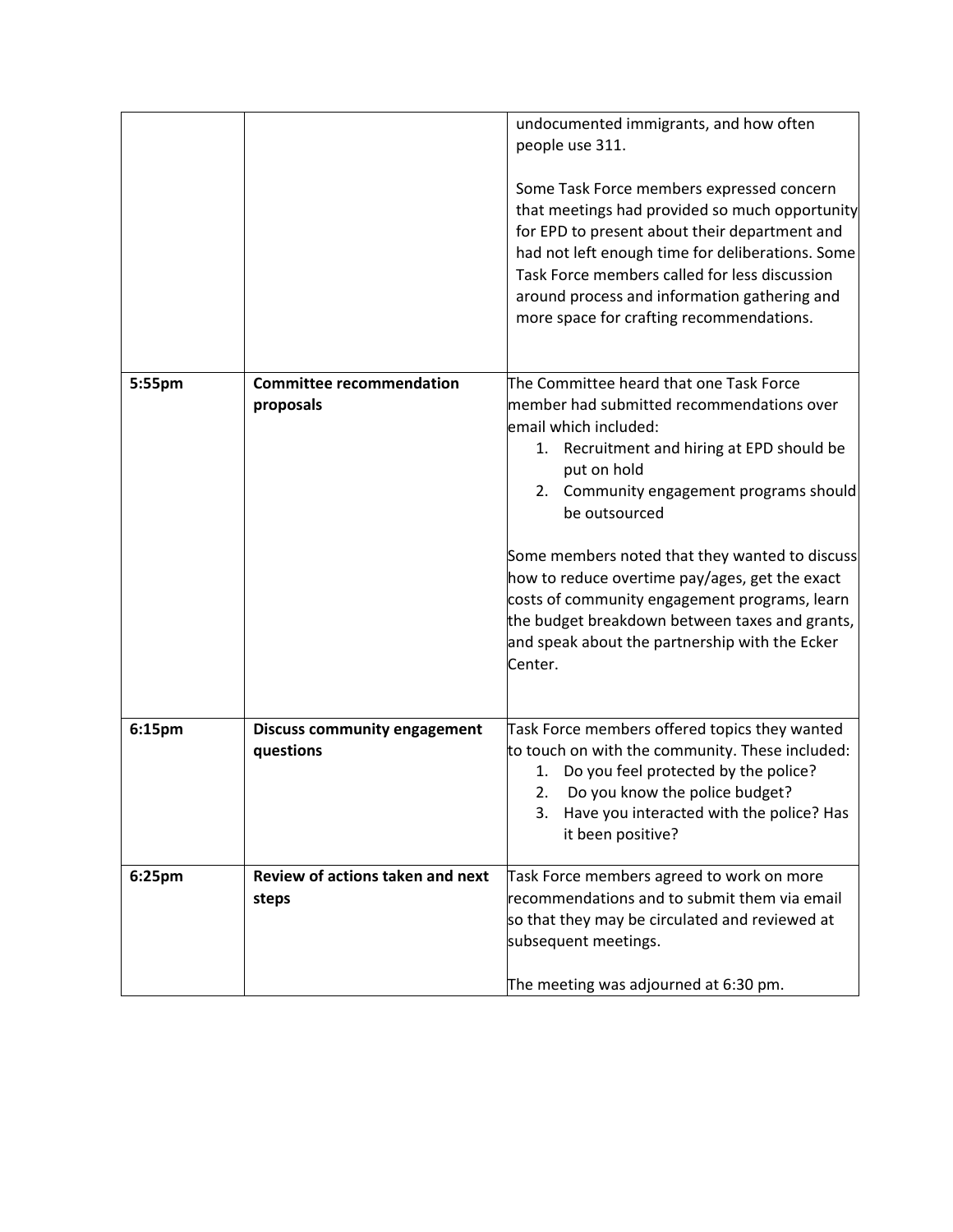| | | |
|---|---|---|
| | | undocumented immigrants, and how often people use 311.<br><br>Some Task Force members expressed concern that meetings had provided so much opportunity for EPD to present about their department and had not left enough time for deliberations. Some Task Force members called for less discussion around process and information gathering and more space for crafting recommendations. |
| **5:55pm** | **Committee recommendation proposals** | The Committee heard that one Task Force member had submitted recommendations over email which included:<br>1. Recruitment and hiring at EPD should be put on hold<br>2. Community engagement programs should be outsourced<br><br>Some members noted that they wanted to discuss how to reduce overtime pay/ages, get the exact costs of community engagement programs, learn the budget breakdown between taxes and grants, and speak about the partnership with the Ecker Center. |
| **6:15pm** | **Discuss community engagement questions** | Task Force members offered topics they wanted to touch on with the community. These included:<br>1. Do you feel protected by the police?<br>2. Do you know the police budget?<br>3. Have you interacted with the police? Has it been positive? |
| **6:25pm** | **Review of actions taken and next steps** | Task Force members agreed to work on more recommendations and to submit them via email so that they may be circulated and reviewed at subsequent meetings.<br><br>The meeting was adjourned at 6:30 pm. |